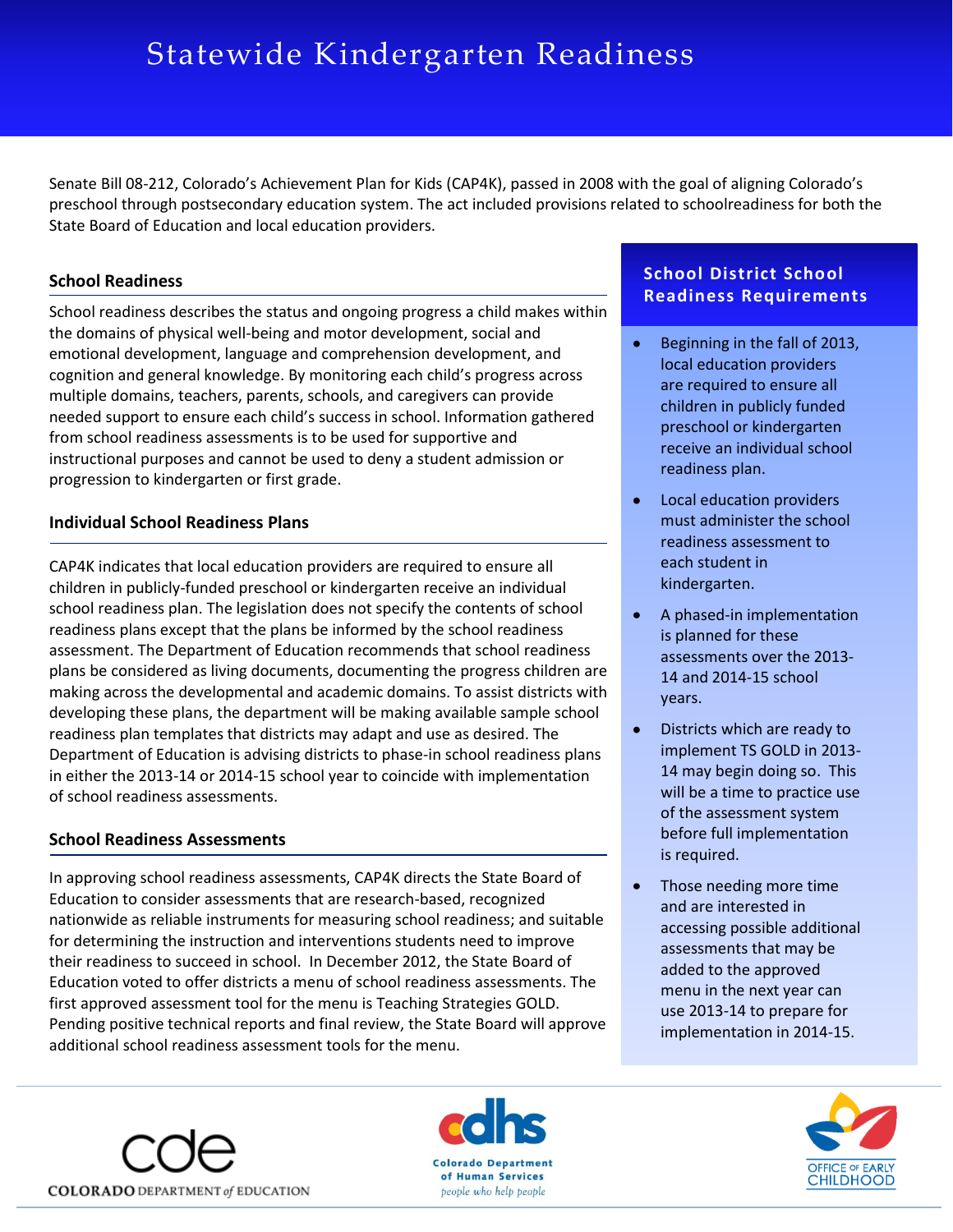# Statewide Kindergarten Readiness

Senate Bill 08-212, Colorado's Achievement Plan for Kids (CAP4K), passed in 2008 with the goal of aligning Colorado's preschool through postsecondary education system. The act included provisions related to schoolreadiness for both the State Board of Education and local education providers.

## School Readiness

School readiness describes the status and ongoing progress a child makes within the domains of physical well-being and motor development, social and emotional development, language and comprehension development, and cognition and general knowledge. By monitoring each child's progress across multiple domains, teachers, parents, schools, and caregivers can provide needed support to ensure each child's success in school. Information gathered from school readiness assessments is to be used for supportive and instructional purposes and cannot be used to deny a student admission or progression to kindergarten or first grade.

## Individual School Readiness Plans

CAP4K indicates that local education providers are required to ensure all children in publicly-funded preschool or kindergarten receive an individual school readiness plan. The legislation does not specify the contents of school readiness plans except that the plans be informed by the school readiness assessment. The Department of Education recommends that school readiness plans be considered as living documents, documenting the progress children are making across the developmental and academic domains. To assist districts with developing these plans, the department will be making available sample school readiness plan templates that districts may adapt and use as desired. The Department of Education is advising districts to phase-in school readiness plans in either the 2013-14 or 2014-15 school year to coincide with implementation of school readiness assessments.

## School Readiness Assessments

In approving school readiness assessments, CAP4K directs the State Board of Education to consider assessments that are research-based, recognized nationwide as reliable instruments for measuring school readiness; and suitable for determining the instruction and interventions students need to improve their readiness to succeed in school. In December 2012, the State Board of Education voted to offer districts a menu of school readiness assessments. The first approved assessment tool for the menu is Teaching Strategies GOLD. Pending positive technical reports and final review, the State Board will approve additional school readiness assessment tools for the menu.

## School District School Readiness Requirements

- Beginning in the fall of 2013, local education providers are required to ensure all children in publicly funded preschool or kindergarten receive an individual school readiness plan.
- Local education providers must administer the school readiness assessment to each student in kindergarten.
- A phased-in implementation is planned for these assessments over the 2013-14 and 2014-15 school years.
- Districts which are ready to implement TS GOLD in 2013-14 may begin doing so. This will be a time to practice use of the assessment system before full implementation is required.
- Those needing more time and are interested in accessing possible additional assessments that may be added to the approved menu in the next year can use 2013-14 to prepare for implementation in 2014-15.

COLORADO DEPARTMENT of EDUCATION

Colorado Department of Human Services
*people who help people*

OFFICE OF EARLY CHILDHOOD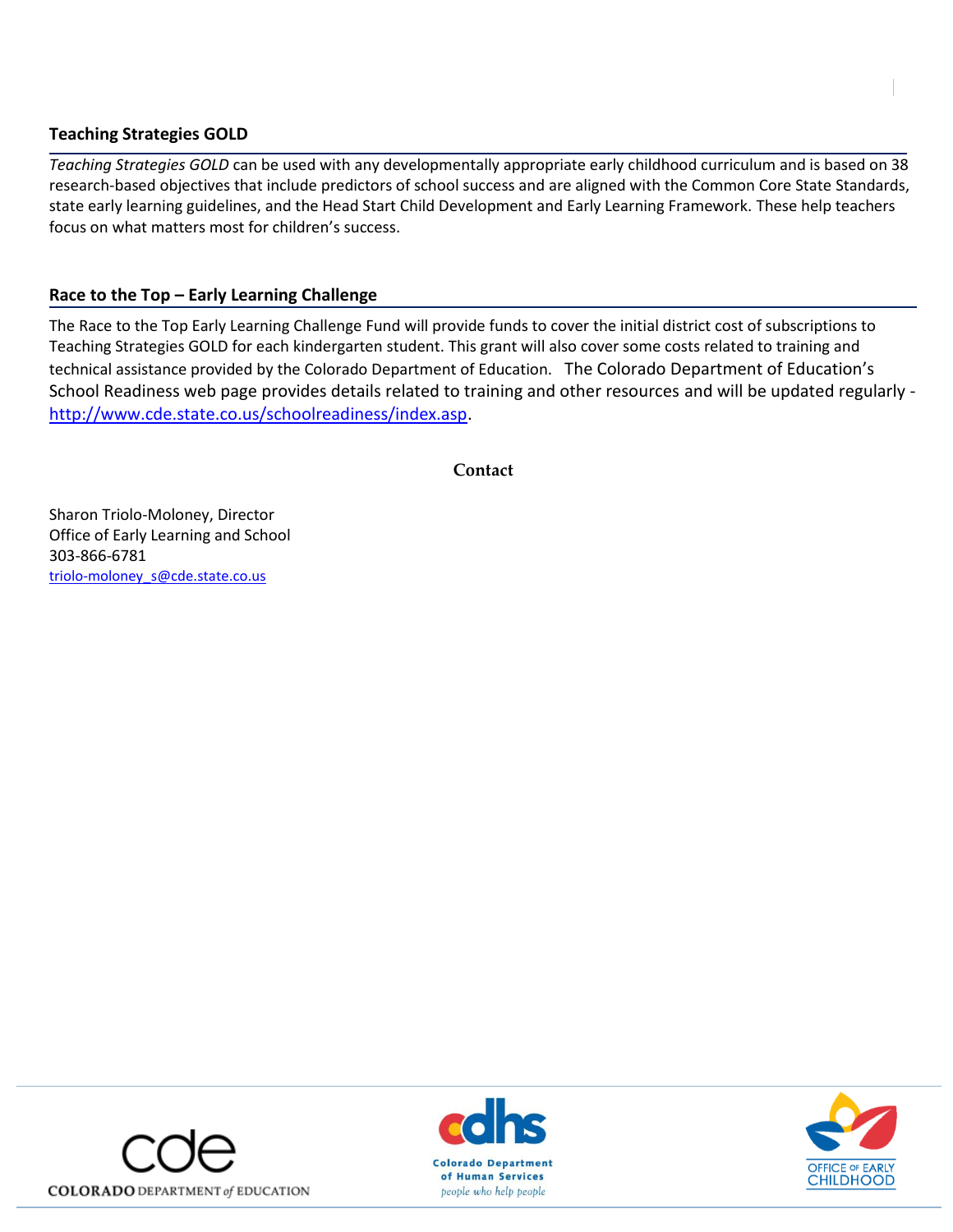## Teaching Strategies GOLD

*Teaching Strategies GOLD* can be used with any developmentally appropriate early childhood curriculum and is based on 38 research-based objectives that include predictors of school success and are aligned with the Common Core State Standards, state early learning guidelines, and the Head Start Child Development and Early Learning Framework. These help teachers focus on what matters most for children's success.

## Race to the Top – Early Learning Challenge

The Race to the Top Early Learning Challenge Fund will provide funds to cover the initial district cost of subscriptions to Teaching Strategies GOLD for each kindergarten student. This grant will also cover some costs related to training and technical assistance provided by the Colorado Department of Education. The Colorado Department of Education's School Readiness web page provides details related to training and other resources and will be updated regularly - http://www.cde.state.co.us/schoolreadiness/index.asp.

**Contact**

Sharon Triolo-Moloney, Director
Office of Early Learning and School
303-866-6781
triolo-moloney_s@cde.state.co.us

COLORADO DEPARTMENT of EDUCATION

Colorado Department of Human Services
people who help people

OFFICE OF EARLY CHILDHOOD